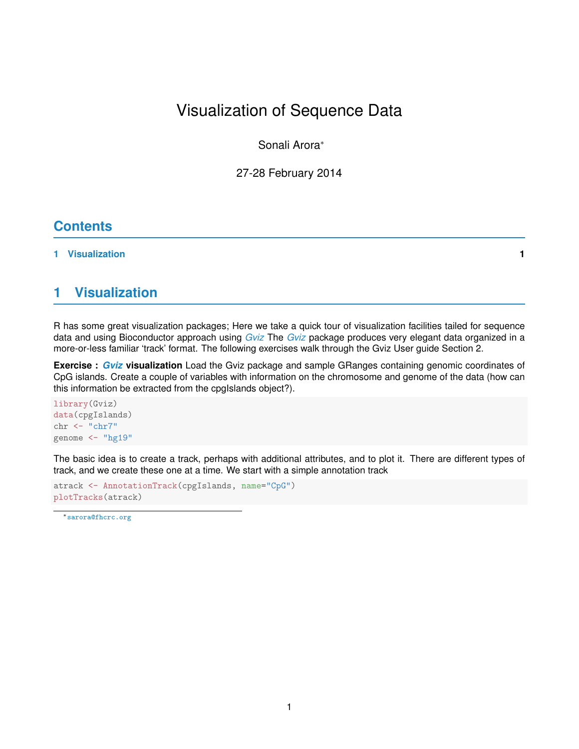# Visualization of Sequence Data

Sonali Arora[*]

27-28 February 2014

## Contents

1 Visualization 1

## 1 Visualization

R has some great visualization packages; Here we take a quick tour of visualization facilities tailed for sequence data and using Bioconductor approach using *Gviz* The *Gviz* package produces very elegant data organized in a more-or-less familiar 'track' format. The following exercises walk through the Gviz User guide Section 2.

**Exercise :** ***Gviz*** **visualization** Load the Gviz package and sample GRanges containing genomic coordinates of CpG islands. Create a couple of variables with information on the chromosome and genome of the data (how can this information be extracted from the cpgIslands object?).

```
library(Gviz)
data(cpgIslands)
chr <- "chr7"
genome <- "hg19"
```

The basic idea is to create a track, perhaps with additional attributes, and to plot it. There are different types of track, and we create these one at a time. We start with a simple annotation track

```
atrack <- AnnotationTrack(cpgIslands, name="CpG")
plotTracks(atrack)
```

[*] sarora@fhcrc.org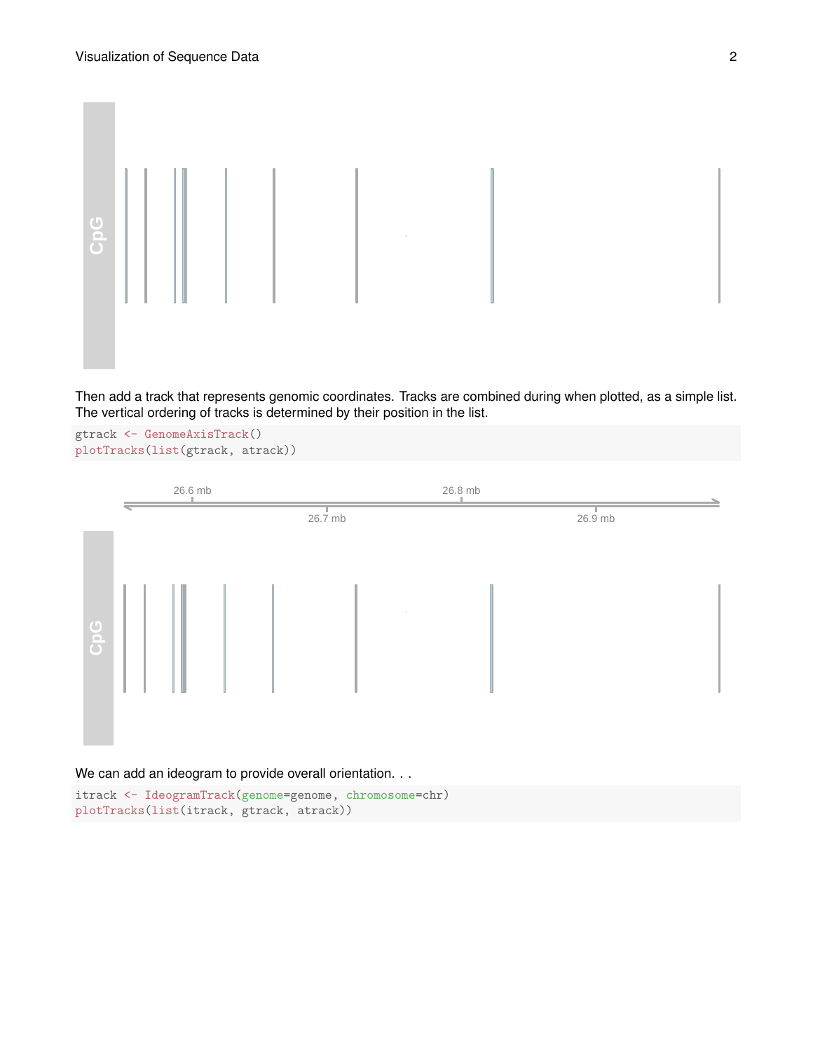Then add a track that represents genomic coordinates. Tracks are combined during when plotted, as a simple list. The vertical ordering of tracks is determined by their position in the list.

```
gtrack <- GenomeAxisTrack()
plotTracks(list(gtrack, atrack))
```

We can add an ideogram to provide overall orientation. . .

```
itrack <- IdeogramTrack(genome=genome, chromosome=chr)
plotTracks(list(itrack, gtrack, atrack))
```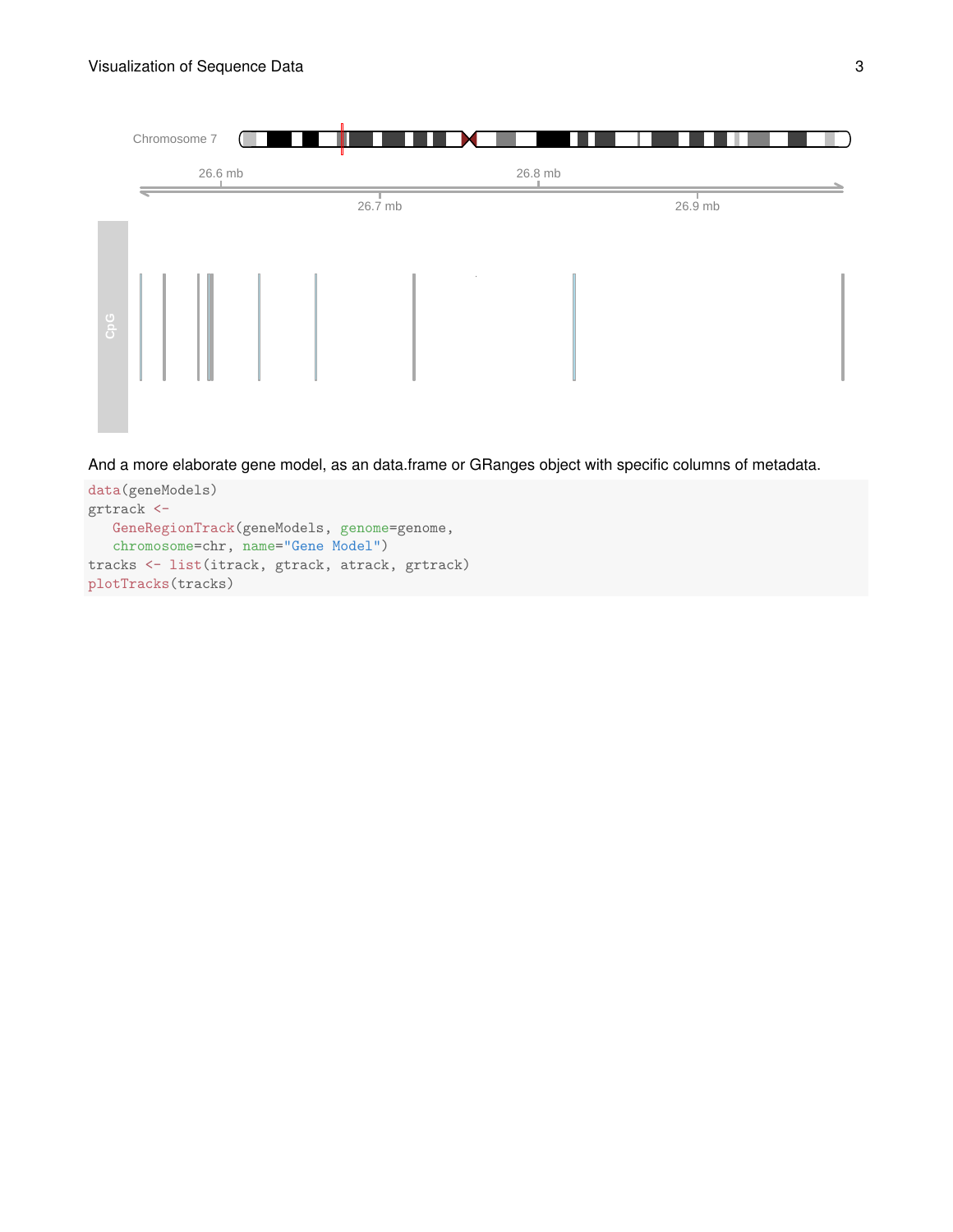And a more elaborate gene model, as an data.frame or GRanges object with specific columns of metadata.

```
data(geneModels)
grtrack <-
   GeneRegionTrack(geneModels, genome=genome,
   chromosome=chr, name="Gene Model")
tracks <- list(itrack, gtrack, atrack, grtrack)
plotTracks(tracks)
```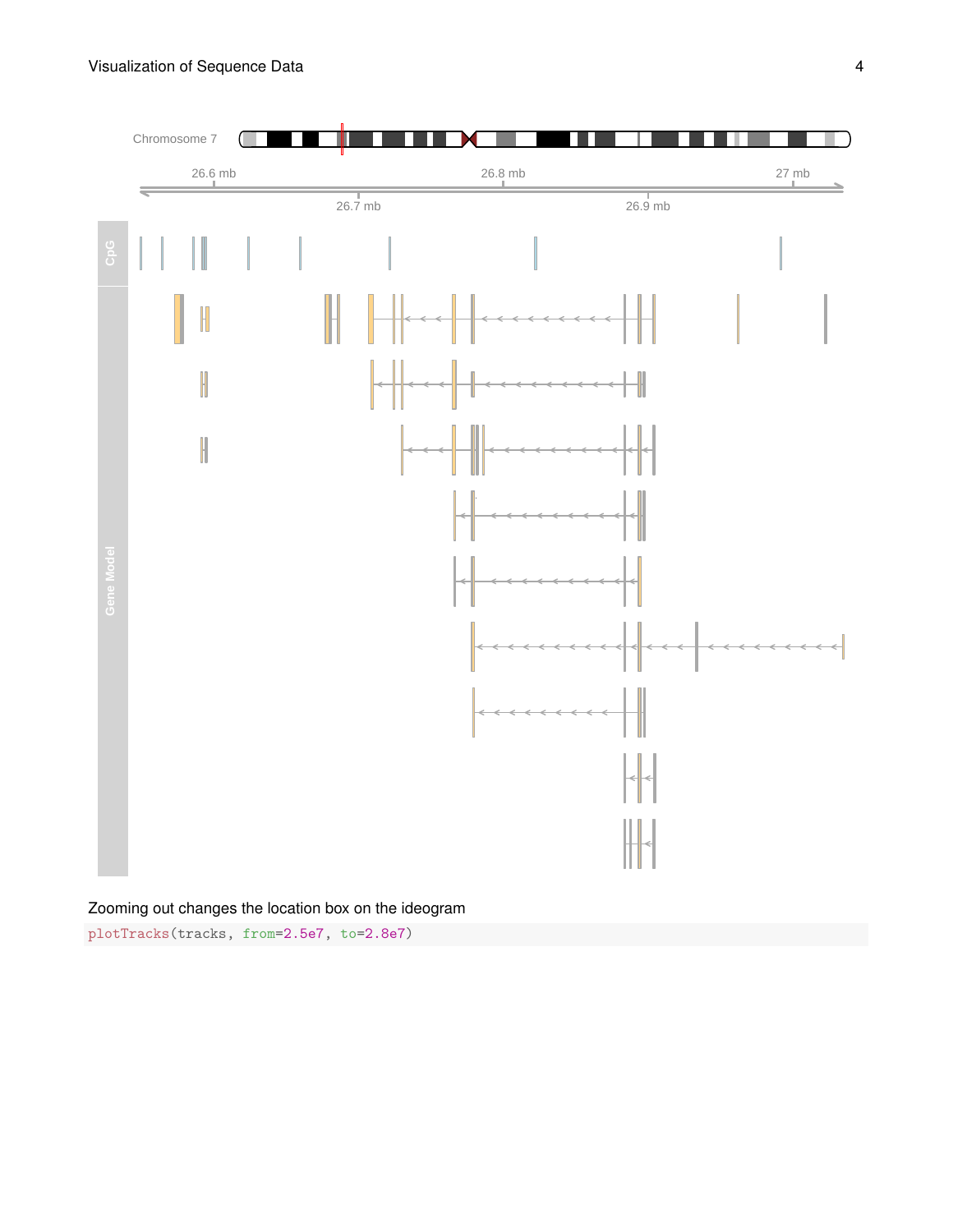Zooming out changes the location box on the ideogram

```
plotTracks(tracks, from=2.5e7, to=2.8e7)
```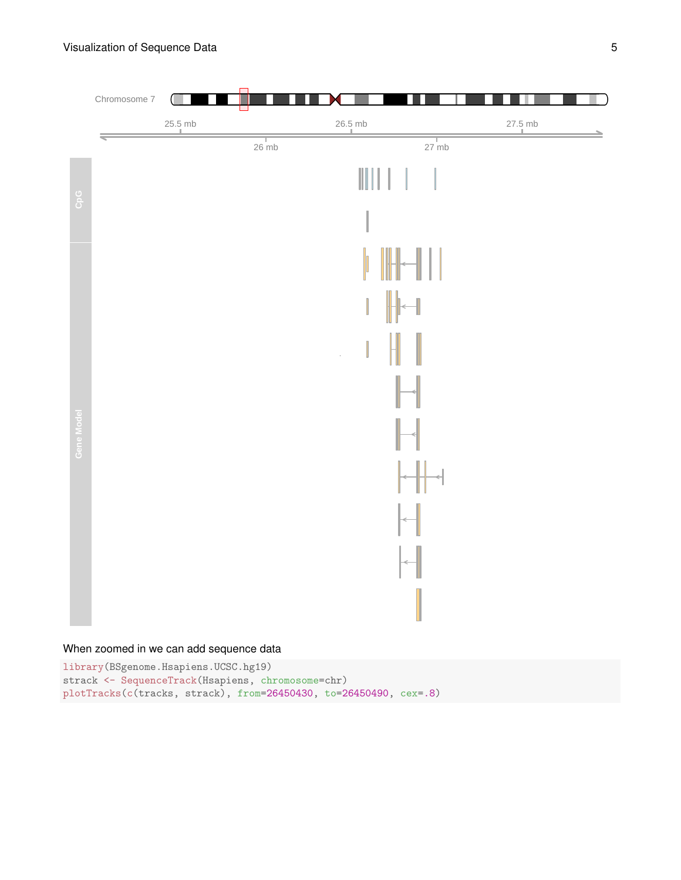When zoomed in we can add sequence data

```
library(BSgenome.Hsapiens.UCSC.hg19)
strack <- SequenceTrack(Hsapiens, chromosome=chr)
plotTracks(c(tracks, strack), from=26450430, to=26450490, cex=.8)
```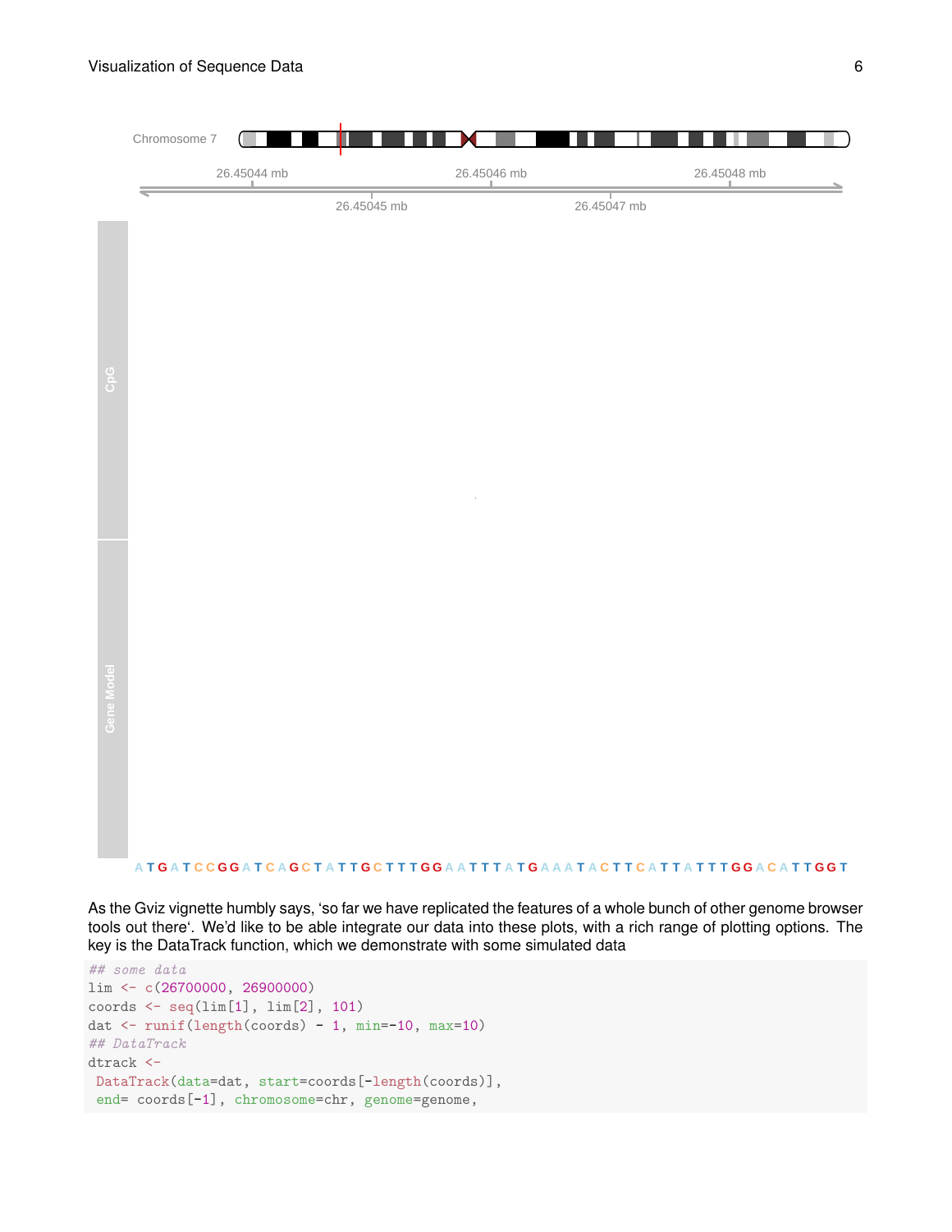As the Gviz vignette humbly says, 'so far we have replicated the features of a whole bunch of other genome browser tools out there'. We'd like to be able integrate our data into these plots, with a rich range of plotting options. The key is the DataTrack function, which we demonstrate with some simulated data

```
## some data
lim <- c(26700000, 26900000)
coords <- seq(lim[1], lim[2], 101)
dat <- runif(length(coords) - 1, min=-10, max=10)
## DataTrack
dtrack <-
 DataTrack(data=dat, start=coords[-length(coords)],
 end= coords[-1], chromosome=chr, genome=genome,
```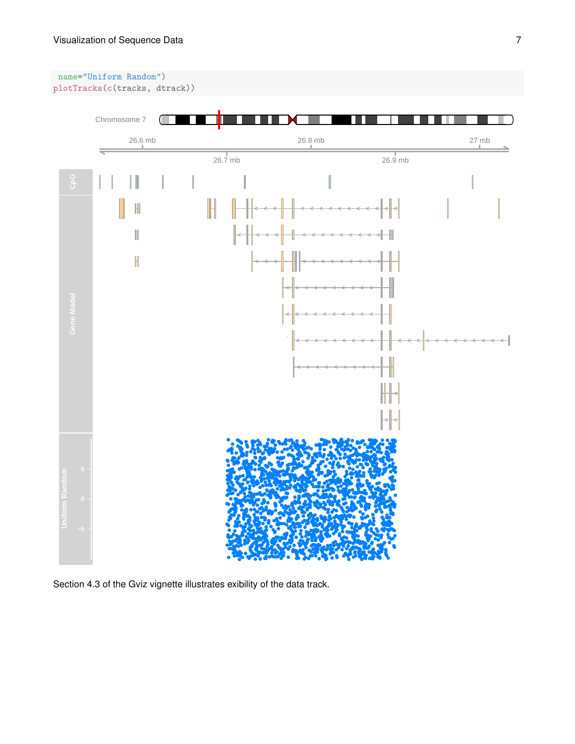```
 name="Uniform Random")
plotTracks(c(tracks, dtrack))
```

Chromosome 7

26.6 mb
26.8 mb
27 mb
26.7 mb
26.9 mb

CpG

Gene Model

Uniform Random

5
0
−5

Section 4.3 of the Gviz vignette illustrates exibility of the data track.